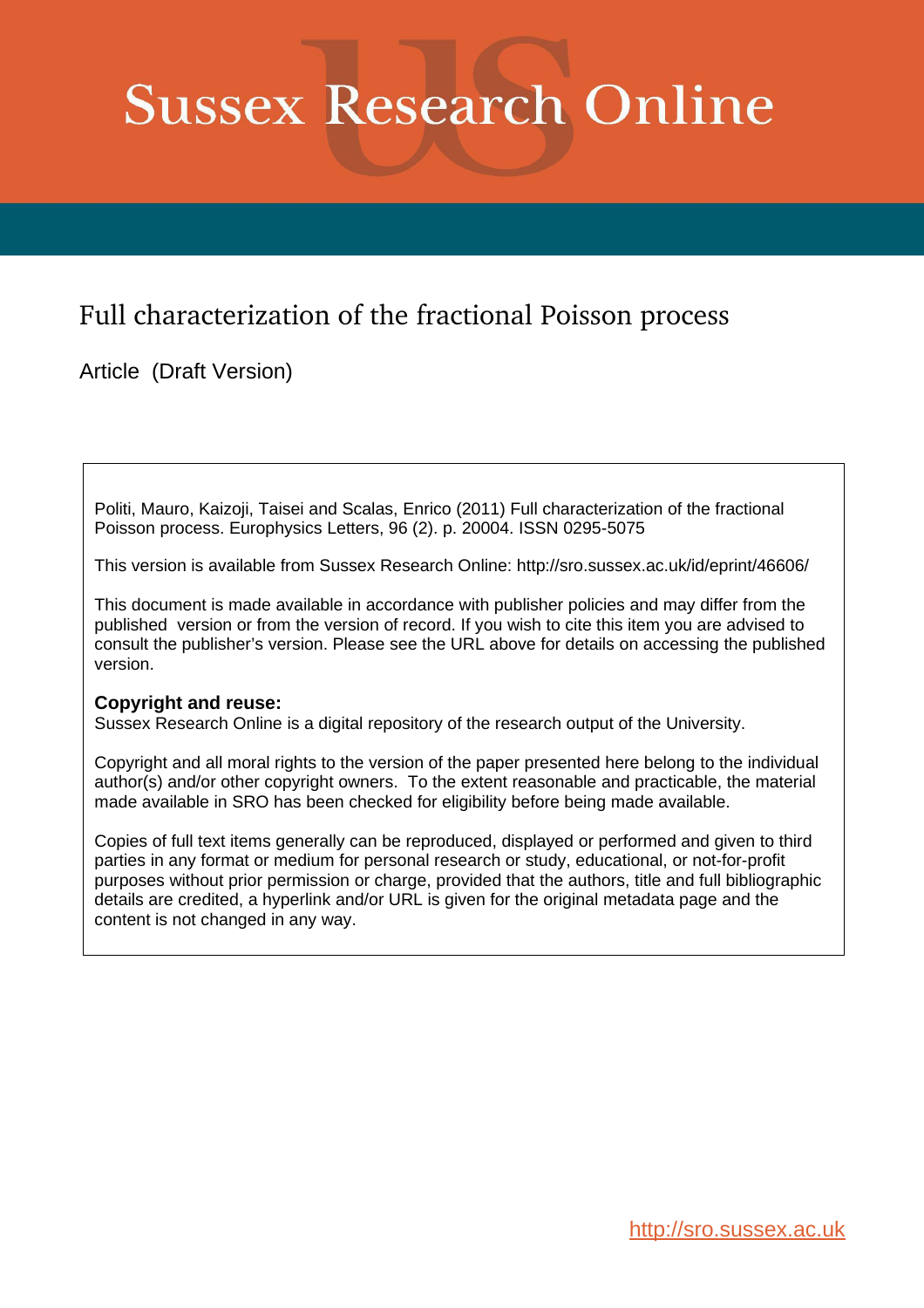# Sussex Research Online

## Full characterization of the fractional Poisson process

Article (Draft Version)

Politi, Mauro, Kaizoji, Taisei and Scalas, Enrico (2011) Full characterization of the fractional Poisson process. Europhysics Letters, 96 (2). p. 20004. ISSN 0295-5075

This version is available from Sussex Research Online: http://sro.sussex.ac.uk/id/eprint/46606/

This document is made available in accordance with publisher policies and may differ from the published version or from the version of record. If you wish to cite this item you are advised to consult the publisher's version. Please see the URL above for details on accessing the published version.

**Copyright and reuse:**
Sussex Research Online is a digital repository of the research output of the University.

Copyright and all moral rights to the version of the paper presented here belong to the individual author(s) and/or other copyright owners. To the extent reasonable and practicable, the material made available in SRO has been checked for eligibility before being made available.

Copies of full text items generally can be reproduced, displayed or performed and given to third parties in any format or medium for personal research or study, educational, or not-for-profit purposes without prior permission or charge, provided that the authors, title and full bibliographic details are credited, a hyperlink and/or URL is given for the original metadata page and the content is not changed in any way.

http://sro.sussex.ac.uk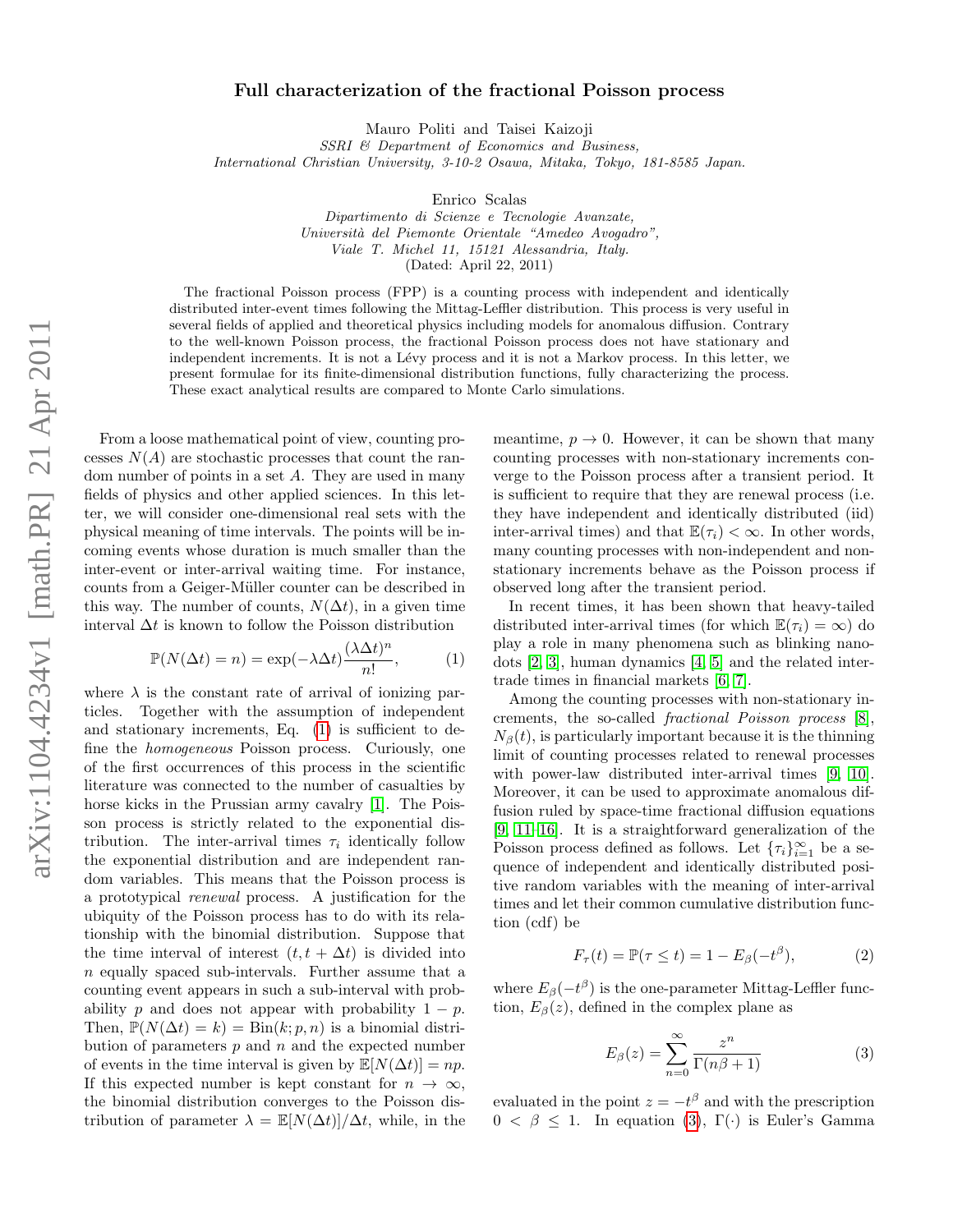# Full characterization of the fractional Poisson process

Mauro Politi and Taisei Kaizoji
*SSRI & Department of Economics and Business, International Christian University, 3-10-2 Osawa, Mitaka, Tokyo, 181-8585 Japan.*

Enrico Scalas
*Dipartimento di Scienze e Tecnologie Avanzate, Università del Piemonte Orientale "Amedeo Avogadro", Viale T. Michel 11, 15121 Alessandria, Italy.*
(Dated: April 22, 2011)

The fractional Poisson process (FPP) is a counting process with independent and identically distributed inter-event times following the Mittag-Leffler distribution. This process is very useful in several fields of applied and theoretical physics including models for anomalous diffusion. Contrary to the well-known Poisson process, the fractional Poisson process does not have stationary and independent increments. It is not a Lévy process and it is not a Markov process. In this letter, we present formulae for its finite-dimensional distribution functions, fully characterizing the process. These exact analytical results are compared to Monte Carlo simulations.

From a loose mathematical point of view, counting processes $N(A)$ are stochastic processes that count the random number of points in a set $A$. They are used in many fields of physics and other applied sciences. In this letter, we will consider one-dimensional real sets with the physical meaning of time intervals. The points will be incoming events whose duration is much smaller than the inter-event or inter-arrival waiting time. For instance, counts from a Geiger-Müller counter can be described in this way. The number of counts, $N(\Delta t)$, in a given time interval $\Delta t$ is known to follow the Poisson distribution

$$\mathbb{P}(N(\Delta t) = n) = \exp(-\lambda \Delta t) \frac{(\lambda \Delta t)^n}{n!}, \tag{1}$$

where $\lambda$ is the constant rate of arrival of ionizing particles. Together with the assumption of independent and stationary increments, Eq. (1) is sufficient to define the *homogeneous* Poisson process. Curiously, one of the first occurrences of this process in the scientific literature was connected to the number of casualties by horse kicks in the Prussian army cavalry [1]. The Poisson process is strictly related to the exponential distribution. The inter-arrival times $\tau_i$ identically follow the exponential distribution and are independent random variables. This means that the Poisson process is a prototypical *renewal* process. A justification for the ubiquity of the Poisson process has to do with its relationship with the binomial distribution. Suppose that the time interval of interest $(t, t + \Delta t)$ is divided into $n$ equally spaced sub-intervals. Further assume that a counting event appears in such a sub-interval with probability $p$ and does not appear with probability $1 - p$. Then, $\mathbb{P}(N(\Delta t) = k) = \mathrm{Bin}(k; p, n)$ is a binomial distribution of parameters $p$ and $n$ and the expected number of events in the time interval is given by $\mathbb{E}[N(\Delta t)] = np$. If this expected number is kept constant for $n \to \infty$, the binomial distribution converges to the Poisson distribution of parameter $\lambda = \mathbb{E}[N(\Delta t)]/\Delta t$, while, in the meantime, $p \to 0$. However, it can be shown that many counting processes with non-stationary increments converge to the Poisson process after a transient period. It is sufficient to require that they are renewal process (i.e. they have independent and identically distributed (iid) inter-arrival times) and that $\mathbb{E}(\tau_i) < \infty$. In other words, many counting processes with non-independent and non-stationary increments behave as the Poisson process if observed long after the transient period.

In recent times, it has been shown that heavy-tailed distributed inter-arrival times (for which $\mathbb{E}(\tau_i) = \infty$) do play a role in many phenomena such as blinking nano-dots [2, 3], human dynamics [4, 5] and the related inter-trade times in financial markets [6, 7].

Among the counting processes with non-stationary increments, the so-called *fractional Poisson process* [8], $N_\beta(t)$, is particularly important because it is the thinning limit of counting processes related to renewal processes with power-law distributed inter-arrival times [9, 10]. Moreover, it can be used to approximate anomalous diffusion ruled by space-time fractional diffusion equations [9, 11–16]. It is a straightforward generalization of the Poisson process defined as follows. Let $\{\tau_i\}_{i=1}^{\infty}$ be a sequence of independent and identically distributed positive random variables with the meaning of inter-arrival times and let their common cumulative distribution function (cdf) be

$$F_\tau(t) = \mathbb{P}(\tau \leq t) = 1 - E_\beta(-t^\beta), \tag{2}$$

where $E_\beta(-t^\beta)$ is the one-parameter Mittag-Leffler function, $E_\beta(z)$, defined in the complex plane as

$$E_\beta(z) = \sum_{n=0}^{\infty} \frac{z^n}{\Gamma(n\beta + 1)} \tag{3}$$

evaluated in the point $z = -t^\beta$ and with the prescription $0 < \beta \leq 1$. In equation (3), $\Gamma(\cdot)$ is Euler's Gamma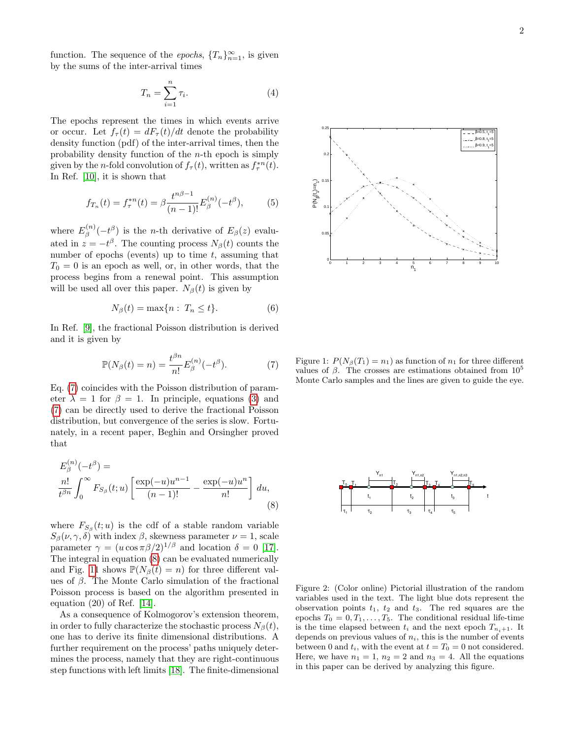function. The sequence of the *epochs*, $\{T_n\}_{n=1}^{\infty}$, is given by the sums of the inter-arrival times

$$T_n = \sum_{i=1}^{n} \tau_i. \tag{4}$$

The epochs represent the times in which events arrive or occur. Let $f_\tau(t) = dF_\tau(t)/dt$ denote the probability density function (pdf) of the inter-arrival times, then the probability density function of the $n$-th epoch is simply given by the $n$-fold convolution of $f_\tau(t)$, written as $f_\tau^{*n}(t)$. In Ref. [10], it is shown that

$$f_{T_n}(t) = f_\tau^{*n}(t) = \beta \frac{t^{n\beta-1}}{(n-1)!} E_\beta^{(n)}(-t^\beta), \tag{5}$$

where $E_\beta^{(n)}(-t^\beta)$ is the $n$-th derivative of $E_\beta(z)$ evaluated in $z = -t^\beta$. The counting process $N_\beta(t)$ counts the number of epochs (events) up to time $t$, assuming that $T_0 = 0$ is an epoch as well, or, in other words, that the process begins from a renewal point. This assumption will be used all over this paper. $N_\beta(t)$ is given by

$$N_\beta(t) = \max\{n : \ T_n \leq t\}. \tag{6}$$

In Ref. [9], the fractional Poisson distribution is derived and it is given by

$$\mathbb{P}(N_\beta(t) = n) = \frac{t^{\beta n}}{n!} E_\beta^{(n)}(-t^\beta). \tag{7}$$

Eq. (7) coincides with the Poisson distribution of parameter $\lambda = 1$ for $\beta = 1$. In principle, equations (3) and (7) can be directly used to derive the fractional Poisson distribution, but convergence of the series is slow. Fortunately, in a recent paper, Beghin and Orsingher proved that

$$E_\beta^{(n)}(-t^\beta) = \frac{n!}{t^{\beta n}} \int_0^\infty F_{S_\beta}(t; u) \left[ \frac{\exp(-u) u^{n-1}}{(n-1)!} - \frac{\exp(-u) u^n}{n!} \right] du, \tag{8}$$

where $F_{S_\beta}(t; u)$ is the cdf of a stable random variable $S_\beta(\nu, \gamma, \delta)$ with index $\beta$, skewness parameter $\nu = 1$, scale parameter $\gamma = (u \cos \pi\beta/2)^{1/\beta}$ and location $\delta = 0$ [17]. The integral in equation (8) can be evaluated numerically and Fig. 1 shows $\mathbb{P}(N_\beta(t) = n)$ for three different values of $\beta$. The Monte Carlo simulation of the fractional Poisson process is based on the algorithm presented in equation (20) of Ref. [14].

As a consequence of Kolmogorov's extension theorem, in order to fully characterize the stochastic process $N_\beta(t)$, one has to derive its finite dimensional distributions. A further requirement on the process' paths uniquely determines the process, namely that they are right-continuous step functions with left limits [18]. The finite-dimensional

Figure 1: $P(N_\beta(T_1) = n_1)$ as function of $n_1$ for three different values of $\beta$. The crosses are estimations obtained from $10^5$ Monte Carlo samples and the lines are given to guide the eye.

Figure 2: (Color online) Pictorial illustration of the random variables used in the text. The light blue dots represent the observation points $t_1$, $t_2$ and $t_3$. The red squares are the epochs $T_0 = 0, T_1, \ldots, T_5$. The conditional residual life-time is the time elapsed between $t_i$ and the next epoch $T_{n_i+1}$. It depends on previous values of $n_i$, this is the number of events between 0 and $t_i$, with the event at $t = T_0 = 0$ not considered. Here, we have $n_1 = 1$, $n_2 = 2$ and $n_3 = 4$. All the equations in this paper can be derived by analyzing this figure.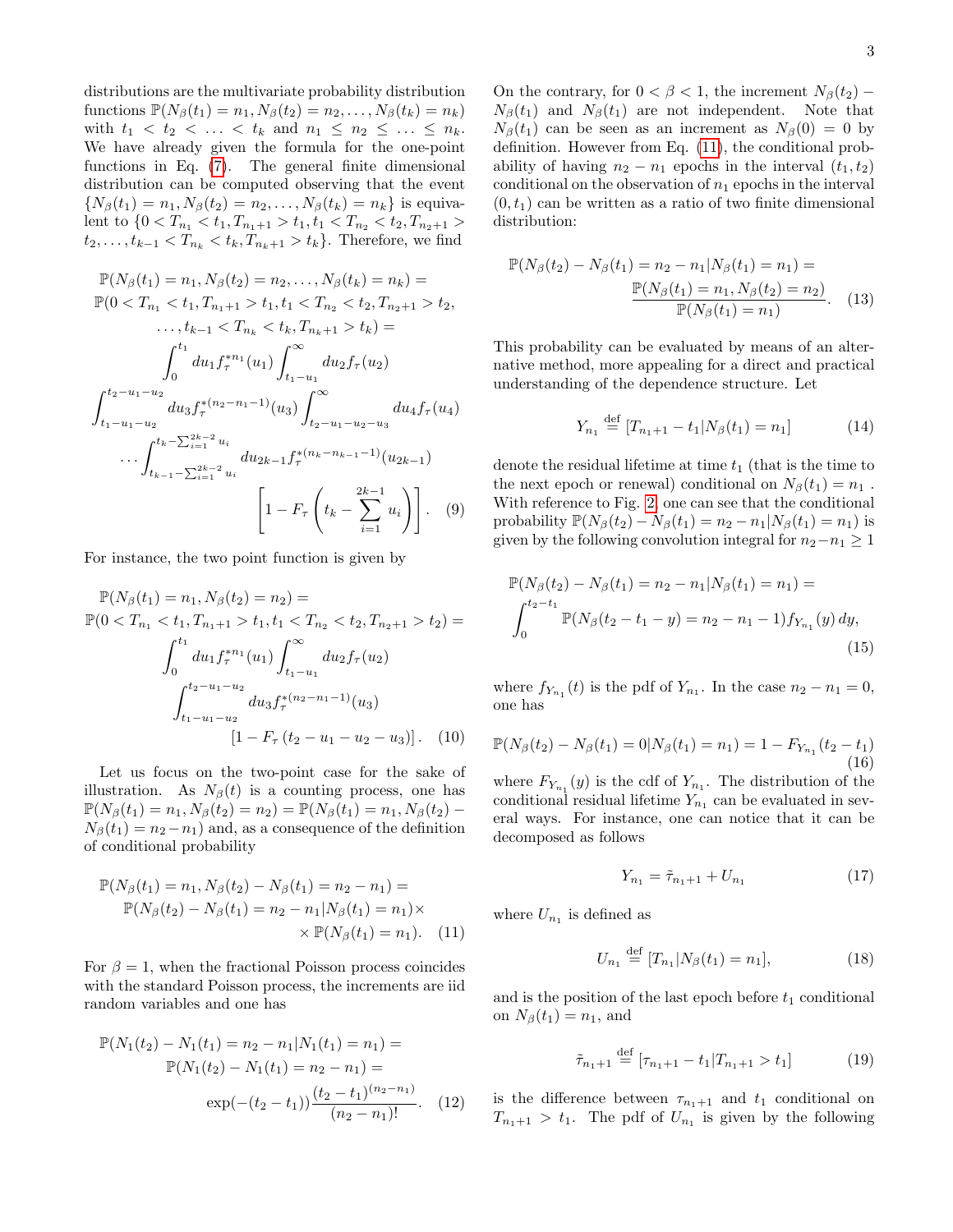distributions are the multivariate probability distribution functions $\mathbb{P}(N_\beta(t_1) = n_1, N_\beta(t_2) = n_2, \ldots, N_\beta(t_k) = n_k)$ with $t_1 < t_2 < \ldots < t_k$ and $n_1 \leq n_2 \leq \ldots \leq n_k$. We have already given the formula for the one-point functions in Eq. (7). The general finite dimensional distribution can be computed observing that the event $\{N_\beta(t_1) = n_1, N_\beta(t_2) = n_2, \ldots, N_\beta(t_k) = n_k\}$ is equivalent to $\{0 < T_{n_1} < t_1, T_{n_1+1} > t_1, t_1 < T_{n_2} < t_2, T_{n_2+1} > t_2, \ldots, t_{k-1} < T_{n_k} < t_k, T_{n_k+1} > t_k\}$. Therefore, we find

$$
\begin{aligned}
&\mathbb{P}(N_\beta(t_1) = n_1, N_\beta(t_2) = n_2, \ldots, N_\beta(t_k) = n_k) = \\
&\mathbb{P}(0 < T_{n_1} < t_1, T_{n_1+1} > t_1, t_1 < T_{n_2} < t_2, T_{n_2+1} > t_2, \\
&\qquad \ldots, t_{k-1} < T_{n_k} < t_k, T_{n_k+1} > t_k) = \\
&\int_0^{t_1} du_1 f_\tau^{*n_1}(u_1) \int_{t_1-u_1}^{\infty} du_2 f_\tau(u_2) \\
&\int_{t_1-u_1-u_2}^{t_2-u_1-u_2} du_3 f_\tau^{*(n_2-n_1-1)}(u_3) \int_{t_2-u_1-u_2-u_3}^{\infty} du_4 f_\tau(u_4) \\
&\ldots \int_{t_{k-1}-\sum_{i=1}^{2k-2} u_i}^{t_k-\sum_{i=1}^{2k-2} u_i} du_{2k-1} f_\tau^{*(n_k-n_{k-1}-1)}(u_{2k-1}) \\
&\qquad \left[1 - F_\tau\left(t_k - \sum_{i=1}^{2k-1} u_i\right)\right]. \quad (9)
\end{aligned}
$$

For instance, the two point function is given by

$$
\begin{aligned}
&\mathbb{P}(N_\beta(t_1) = n_1, N_\beta(t_2) = n_2) = \\
&\mathbb{P}(0 < T_{n_1} < t_1, T_{n_1+1} > t_1, t_1 < T_{n_2} < t_2, T_{n_2+1} > t_2) = \\
&\int_0^{t_1} du_1 f_\tau^{*n_1}(u_1) \int_{t_1-u_1}^{\infty} du_2 f_\tau(u_2) \\
&\int_{t_1-u_1-u_2}^{t_2-u_1-u_2} du_3 f_\tau^{*(n_2-n_1-1)}(u_3) \\
&\qquad [1 - F_\tau(t_2 - u_1 - u_2 - u_3)]. \quad (10)
\end{aligned}
$$

Let us focus on the two-point case for the sake of illustration. As $N_\beta(t)$ is a counting process, one has $\mathbb{P}(N_\beta(t_1) = n_1, N_\beta(t_2) = n_2) = \mathbb{P}(N_\beta(t_1) = n_1, N_\beta(t_2) - N_\beta(t_1) = n_2 - n_1)$ and, as a consequence of the definition of conditional probability

$$
\begin{aligned}
&\mathbb{P}(N_\beta(t_1) = n_1, N_\beta(t_2) - N_\beta(t_1) = n_2 - n_1) = \\
&\quad \mathbb{P}(N_\beta(t_2) - N_\beta(t_1) = n_2 - n_1 | N_\beta(t_1) = n_1) \times \\
&\qquad \times \mathbb{P}(N_\beta(t_1) = n_1). \quad (11)
\end{aligned}
$$

For $\beta = 1$, when the fractional Poisson process coincides with the standard Poisson process, the increments are iid random variables and one has

$$
\begin{aligned}
&\mathbb{P}(N_1(t_2) - N_1(t_1) = n_2 - n_1 | N_1(t_1) = n_1) = \\
&\quad \mathbb{P}(N_1(t_2) - N_1(t_1) = n_2 - n_1) = \\
&\qquad \exp(-(t_2 - t_1)) \frac{(t_2 - t_1)^{(n_2-n_1)}}{(n_2 - n_1)!}. \quad (12)
\end{aligned}
$$

On the contrary, for $0 < \beta < 1$, the increment $N_\beta(t_2) - N_\beta(t_1)$ and $N_\beta(t_1)$ are not independent. Note that $N_\beta(t_1)$ can be seen as an increment as $N_\beta(0) = 0$ by definition. However from Eq. (11), the conditional probability of having $n_2 - n_1$ epochs in the interval $(t_1, t_2)$ conditional on the observation of $n_1$ epochs in the interval $(0, t_1)$ can be written as a ratio of two finite dimensional distribution:

$$
\begin{aligned}
&\mathbb{P}(N_\beta(t_2) - N_\beta(t_1) = n_2 - n_1 | N_\beta(t_1) = n_1) = \\
&\qquad \frac{\mathbb{P}(N_\beta(t_1) = n_1, N_\beta(t_2) = n_2)}{\mathbb{P}(N_\beta(t_1) = n_1)}. \quad (13)
\end{aligned}
$$

This probability can be evaluated by means of an alternative method, more appealing for a direct and practical understanding of the dependence structure. Let

$$
Y_{n_1} \stackrel{\text{def}}{=} [T_{n_1+1} - t_1 | N_\beta(t_1) = n_1] \quad (14)
$$

denote the residual lifetime at time $t_1$ (that is the time to the next epoch or renewal) conditional on $N_\beta(t_1) = n_1$. With reference to Fig. 2, one can see that the conditional probability $\mathbb{P}(N_\beta(t_2) - N_\beta(t_1) = n_2 - n_1 | N_\beta(t_1) = n_1)$ is given by the following convolution integral for $n_2 - n_1 \geq 1$

$$
\begin{aligned}
&\mathbb{P}(N_\beta(t_2) - N_\beta(t_1) = n_2 - n_1 | N_\beta(t_1) = n_1) = \\
&\int_0^{t_2-t_1} \mathbb{P}(N_\beta(t_2 - t_1 - y) = n_2 - n_1 - 1) f_{Y_{n_1}}(y)\, dy, \quad (15)
\end{aligned}
$$

where $f_{Y_{n_1}}(t)$ is the pdf of $Y_{n_1}$. In the case $n_2 - n_1 = 0$, one has

$$
\mathbb{P}(N_\beta(t_2) - N_\beta(t_1) = 0 | N_\beta(t_1) = n_1) = 1 - F_{Y_{n_1}}(t_2 - t_1) \quad (16)
$$

where $F_{Y_{n_1}}(y)$ is the cdf of $Y_{n_1}$. The distribution of the conditional residual lifetime $Y_{n_1}$ can be evaluated in several ways. For instance, one can notice that it can be decomposed as follows

$$
Y_{n_1} = \tilde{\tau}_{n_1+1} + U_{n_1} \quad (17)
$$

where $U_{n_1}$ is defined as

$$
U_{n_1} \stackrel{\text{def}}{=} [T_{n_1} | N_\beta(t_1) = n_1], \quad (18)
$$

and is the position of the last epoch before $t_1$ conditional on $N_\beta(t_1) = n_1$, and

$$
\tilde{\tau}_{n_1+1} \stackrel{\text{def}}{=} [\tau_{n_1+1} - t_1 | T_{n_1+1} > t_1] \quad (19)
$$

is the difference between $\tau_{n_1+1}$ and $t_1$ conditional on $T_{n_1+1} > t_1$. The pdf of $U_{n_1}$ is given by the following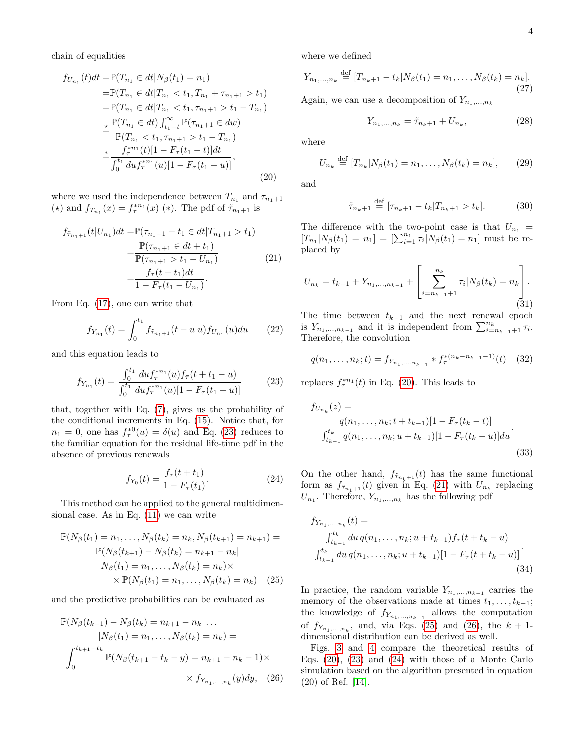chain of equalities

$$
\begin{aligned}
f_{U_{n_1}}(t)dt =& \mathbb{P}(T_{n_1} \in dt | N_\beta(t_1) = n_1) \\
=& \mathbb{P}(T_{n_1} \in dt | T_{n_1} < t_1, T_{n_1} + \tau_{n_1+1} > t_1) \\
=& \mathbb{P}(T_{n_1} \in dt | T_{n_1} < t_1, \tau_{n_1+1} > t_1 - T_{n_1}) \\
\overset{\star}{=}& \frac{\mathbb{P}(T_{n_1} \in dt) \int_{t_1-t}^{\infty} \mathbb{P}(\tau_{n_1+1} \in dw)}{\mathbb{P}(T_{n_1} < t_1, \tau_{n_1+1} > t_1 - T_{n_1})} \\
\overset{*}{=}& \frac{f_\tau^{*n_1}(t)[1 - F_\tau(t_1 - t)]dt}{\int_0^{t_1} du f_\tau^{*n_1}(u)[1 - F_\tau(t_1 - u)]},
\end{aligned}
\tag{20}
$$

where we used the independence between $T_{n_1}$ and $\tau_{n_1+1}$ ($\star$) and $f_{T_{n_1}}(x) = f_\tau^{*n_1}(x)$ ($*$). The pdf of $\tilde{\tau}_{n_1+1}$ is

$$
\begin{aligned}
f_{\tilde{\tau}_{n_1+1}}(t|U_{n_1})dt =& \mathbb{P}(\tau_{n_1+1} - t_1 \in dt | T_{n_1+1} > t_1) \\
=& \frac{\mathbb{P}(\tau_{n_1+1} \in dt + t_1)}{\mathbb{P}(\tau_{n_1+1} > t_1 - U_{n_1})} \\
=& \frac{f_\tau(t + t_1)dt}{1 - F_\tau(t_1 - U_{n_1})}.
\end{aligned}
\tag{21}
$$

From Eq. (17), one can write that

$$
f_{Y_{n_1}}(t) = \int_0^{t_1} f_{\tilde{\tau}_{n_1+1}}(t - u|u) f_{U_{n_1}}(u) du \tag{22}
$$

and this equation leads to

$$
f_{Y_{n_1}}(t) = \frac{\int_0^{t_1} du f_\tau^{*n_1}(u) f_\tau(t + t_1 - u)}{\int_0^{t_1} du f_\tau^{*n_1}(u)[1 - F_\tau(t_1 - u)]} \tag{23}
$$

that, together with Eq. (7), gives us the probability of the conditional increments in Eq. (15). Notice that, for $n_1 = 0$, one has $f_\tau^{*0}(u) = \delta(u)$ and Eq. (23) reduces to the familiar equation for the residual life-time pdf in the absence of previous renewals

$$
f_{Y_0}(t) = \frac{f_\tau(t + t_1)}{1 - F_\tau(t_1)}. \tag{24}
$$

This method can be applied to the general multidimensional case. As in Eq. (11) we can write

$$
\begin{aligned}
\mathbb{P}(N_\beta(t_1) = n_1, \ldots, N_\beta(t_k) = n_k, N_\beta(t_{k+1}) = n_{k+1}) = \\
\mathbb{P}(N_\beta(t_{k+1}) - N_\beta(t_k) = n_{k+1} - n_k | \\
N_\beta(t_1) = n_1, \ldots, N_\beta(t_k) = n_k) \times \\
\times \mathbb{P}(N_\beta(t_1) = n_1, \ldots, N_\beta(t_k) = n_k)
\end{aligned}
\tag{25}
$$

and the predictive probabilities can be evaluated as

$$
\begin{aligned}
\mathbb{P}(N_\beta(t_{k+1}) - N_\beta(t_k) = n_{k+1} - n_k | \ldots \\
| N_\beta(t_1) = n_1, \ldots, N_\beta(t_k) = n_k) = \\
\int_0^{t_{k+1} - t_k} \mathbb{P}(N_\beta(t_{k+1} - t_k - y) = n_{k+1} - n_k - 1) \times \\
\times f_{Y_{n_1,\ldots,n_k}}(y) dy,
\end{aligned}
\tag{26}
$$

where we defined

$$
Y_{n_1,\ldots,n_k} \overset{\text{def}}{=} [T_{n_k+1} - t_k | N_\beta(t_1) = n_1, \ldots, N_\beta(t_k) = n_k]. \tag{27}
$$

Again, we can use a decomposition of $Y_{n_1,\ldots,n_k}$

$$
Y_{n_1,\ldots,n_k} = \tilde{\tau}_{n_k+1} + U_{n_k}, \tag{28}
$$

where

$$
U_{n_k} \overset{\text{def}}{=} [T_{n_k} | N_\beta(t_1) = n_1, \ldots, N_\beta(t_k) = n_k], \tag{29}
$$

and

$$
\tilde{\tau}_{n_k+1} \overset{\text{def}}{=} [\tau_{n_k+1} - t_k | T_{n_k+1} > t_k]. \tag{30}
$$

The difference with the two-point case is that $U_{n_1} = [T_{n_1} | N_\beta(t_1) = n_1] = [\sum_{i=1}^{n_1} \tau_i | N_\beta(t_1) = n_1]$ must be replaced by

$$
U_{n_k} = t_{k-1} + Y_{n_1,\ldots,n_{k-1}} + \left[ \sum_{i=n_{k-1}+1}^{n_k} \tau_i | N_\beta(t_k) = n_k \right]. \tag{31}
$$

The time between $t_{k-1}$ and the next renewal epoch is $Y_{n_1,\ldots,n_{k-1}}$ and it is independent from $\sum_{i=n_{k-1}+1}^{n_k} \tau_i$. Therefore, the convolution

$$
q(n_1, \ldots, n_k; t) = f_{Y_{n_1,\ldots,n_{k-1}}} * f_\tau^{*(n_k - n_{k-1} - 1)}(t) \tag{32}
$$

replaces $f_\tau^{*n_1}(t)$ in Eq. (20). This leads to

$$
f_{U_{n_k}}(z) = \frac{q(n_1, \ldots, n_k; t + t_{k-1})[1 - F_\tau(t_k - t)]}{\int_{t_{k-1}}^{t_k} q(n_1, \ldots, n_k; u + t_{k-1})[1 - F_\tau(t_k - u)] du}. \tag{33}
$$

On the other hand, $f_{\tilde{\tau}_{n_k+1}}(t)$ has the same functional form as $f_{\tilde{\tau}_{n_1+1}}(t)$ given in Eq. (21) with $U_{n_k}$ replacing $U_{n_1}$. Therefore, $Y_{n_1,\ldots,n_k}$ has the following pdf

$$
f_{Y_{n_1,\ldots,n_k}}(t) = \frac{\int_{t_{k-1}}^{t_k} du\, q(n_1, \ldots, n_k; u + t_{k-1}) f_\tau(t + t_k - u)}{\int_{t_{k-1}}^{t_k} du\, q(n_1, \ldots, n_k; u + t_{k-1})[1 - F_\tau(t + t_k - u)]}. \tag{34}
$$

In practice, the random variable $Y_{n_1,\ldots,n_{k-1}}$ carries the memory of the observations made at times $t_1, \ldots, t_{k-1}$; the knowledge of $f_{Y_{n_1,\ldots,n_{k-1}}}$ allows the computation of $f_{Y_{n_1,\ldots,n_k}}$, and, via Eqs. (25) and (26), the $k+1$-dimensional distribution can be derived as well.

Figs. 3 and 4 compare the theoretical results of Eqs. (20), (23) and (24) with those of a Monte Carlo simulation based on the algorithm presented in equation (20) of Ref. [14].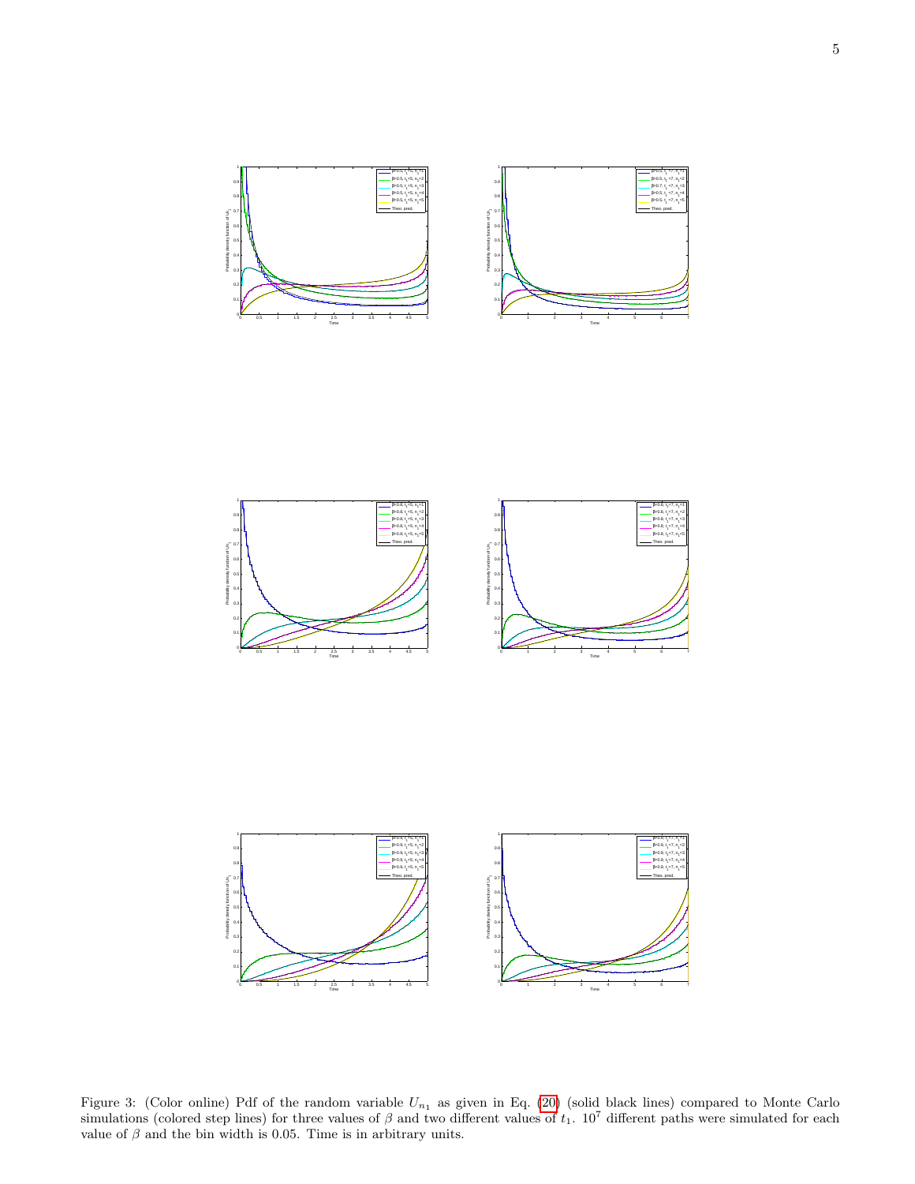Figure 3: (Color online) Pdf of the random variable $U_{n_1}$ as given in Eq. (20) (solid black lines) compared to Monte Carlo simulations (colored step lines) for three values of $\beta$ and two different values of $t_1$. $10^7$ different paths were simulated for each value of $\beta$ and the bin width is 0.05. Time is in arbitrary units.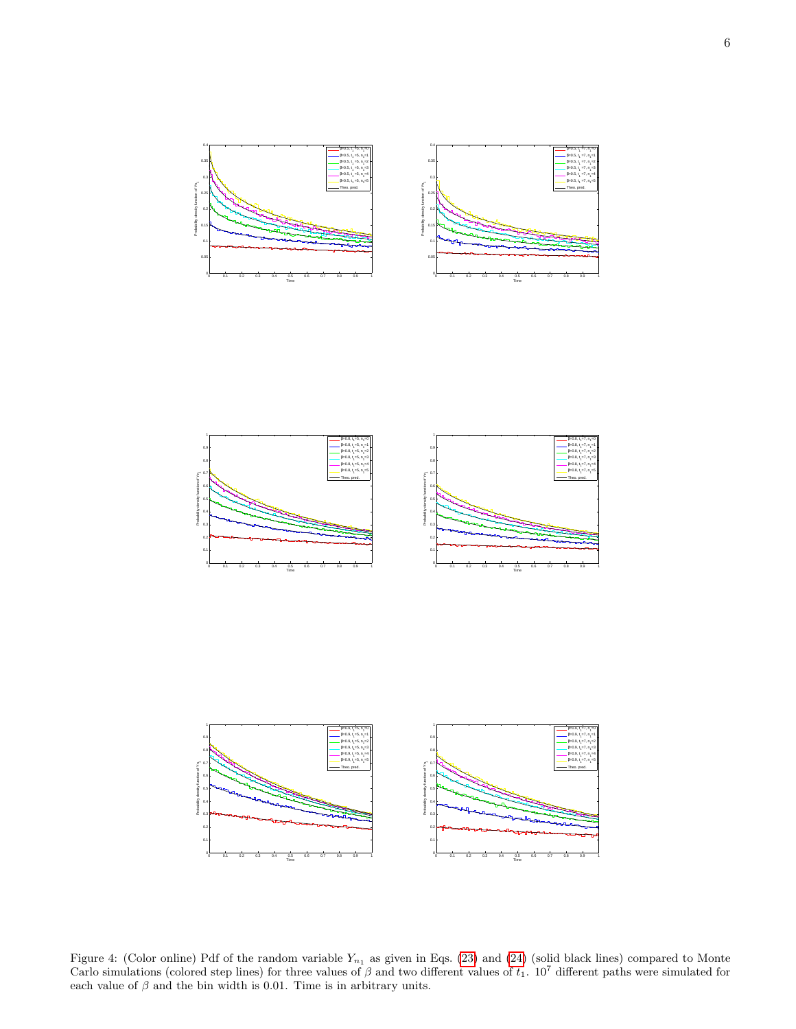Figure 4: (Color online) Pdf of the random variable $Y_{n_1}$ as given in Eqs. (23) and (24) (solid black lines) compared to Monte Carlo simulations (colored step lines) for three values of $\beta$ and two different values of $t_1$. $10^7$ different paths were simulated for each value of $\beta$ and the bin width is 0.01. Time is in arbitrary units.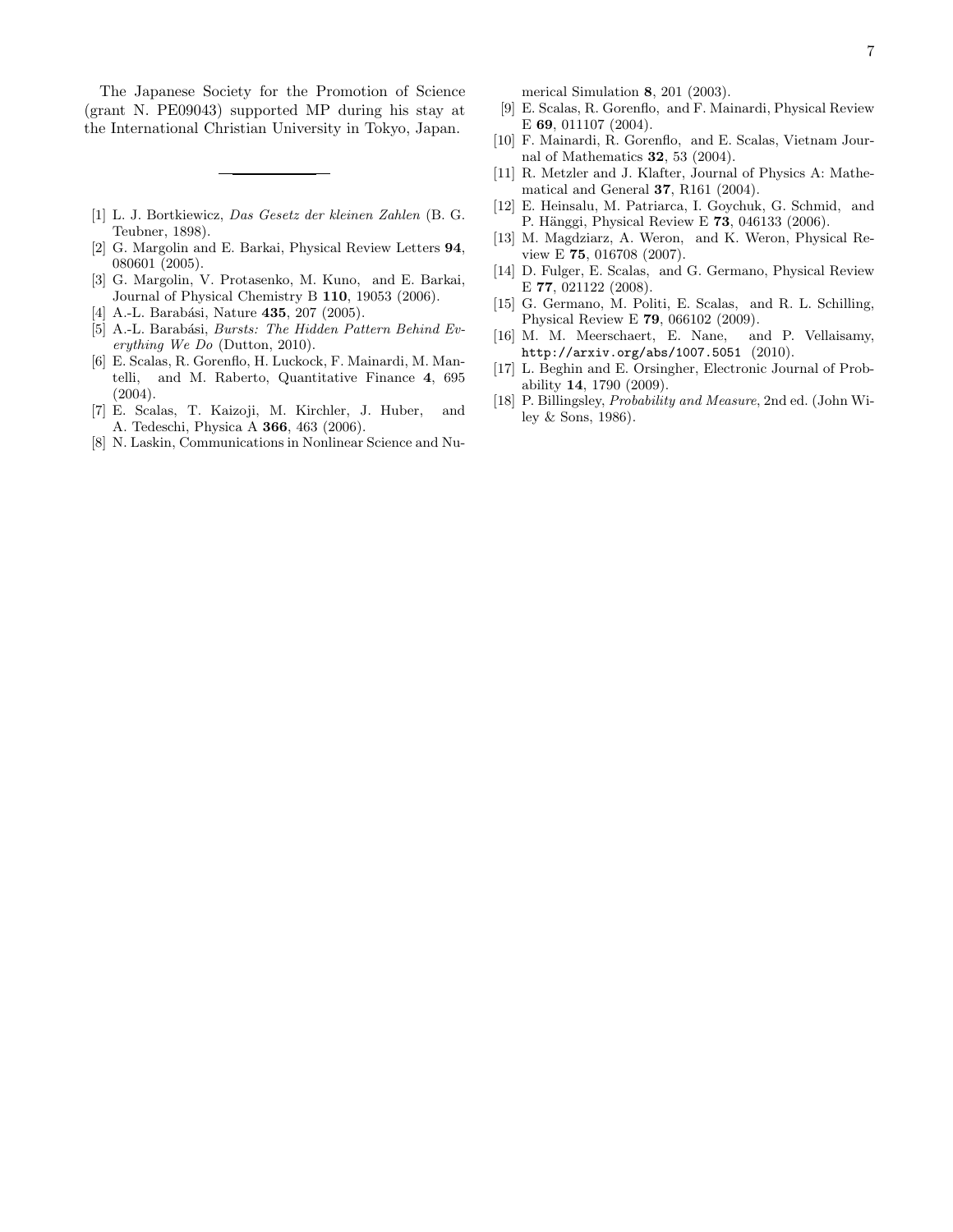The Japanese Society for the Promotion of Science (grant N. PE09043) supported MP during his stay at the International Christian University in Tokyo, Japan.

---

[1] L. J. Bortkiewicz, *Das Gesetz der kleinen Zahlen* (B. G. Teubner, 1898).

[2] G. Margolin and E. Barkai, Physical Review Letters **94**, 080601 (2005).

[3] G. Margolin, V. Protasenko, M. Kuno, and E. Barkai, Journal of Physical Chemistry B **110**, 19053 (2006).

[4] A.-L. Barabási, Nature **435**, 207 (2005).

[5] A.-L. Barabási, *Bursts: The Hidden Pattern Behind Everything We Do* (Dutton, 2010).

[6] E. Scalas, R. Gorenflo, H. Luckock, F. Mainardi, M. Mantelli, and M. Raberto, Quantitative Finance **4**, 695 (2004).

[7] E. Scalas, T. Kaizoji, M. Kirchler, J. Huber, and A. Tedeschi, Physica A **366**, 463 (2006).

[8] N. Laskin, Communications in Nonlinear Science and Numerical Simulation **8**, 201 (2003).

[9] E. Scalas, R. Gorenflo, and F. Mainardi, Physical Review E **69**, 011107 (2004).

[10] F. Mainardi, R. Gorenflo, and E. Scalas, Vietnam Journal of Mathematics **32**, 53 (2004).

[11] R. Metzler and J. Klafter, Journal of Physics A: Mathematical and General **37**, R161 (2004).

[12] E. Heinsalu, M. Patriarca, I. Goychuk, G. Schmid, and P. Hänggi, Physical Review E **73**, 046133 (2006).

[13] M. Magdziarz, A. Weron, and K. Weron, Physical Review E **75**, 016708 (2007).

[14] D. Fulger, E. Scalas, and G. Germano, Physical Review E **77**, 021122 (2008).

[15] G. Germano, M. Politi, E. Scalas, and R. L. Schilling, Physical Review E **79**, 066102 (2009).

[16] M. M. Meerschaert, E. Nane, and P. Vellaisamy, `http://arxiv.org/abs/1007.5051` (2010).

[17] L. Beghin and E. Orsingher, Electronic Journal of Probability **14**, 1790 (2009).

[18] P. Billingsley, *Probability and Measure*, 2nd ed. (John Wiley & Sons, 1986).